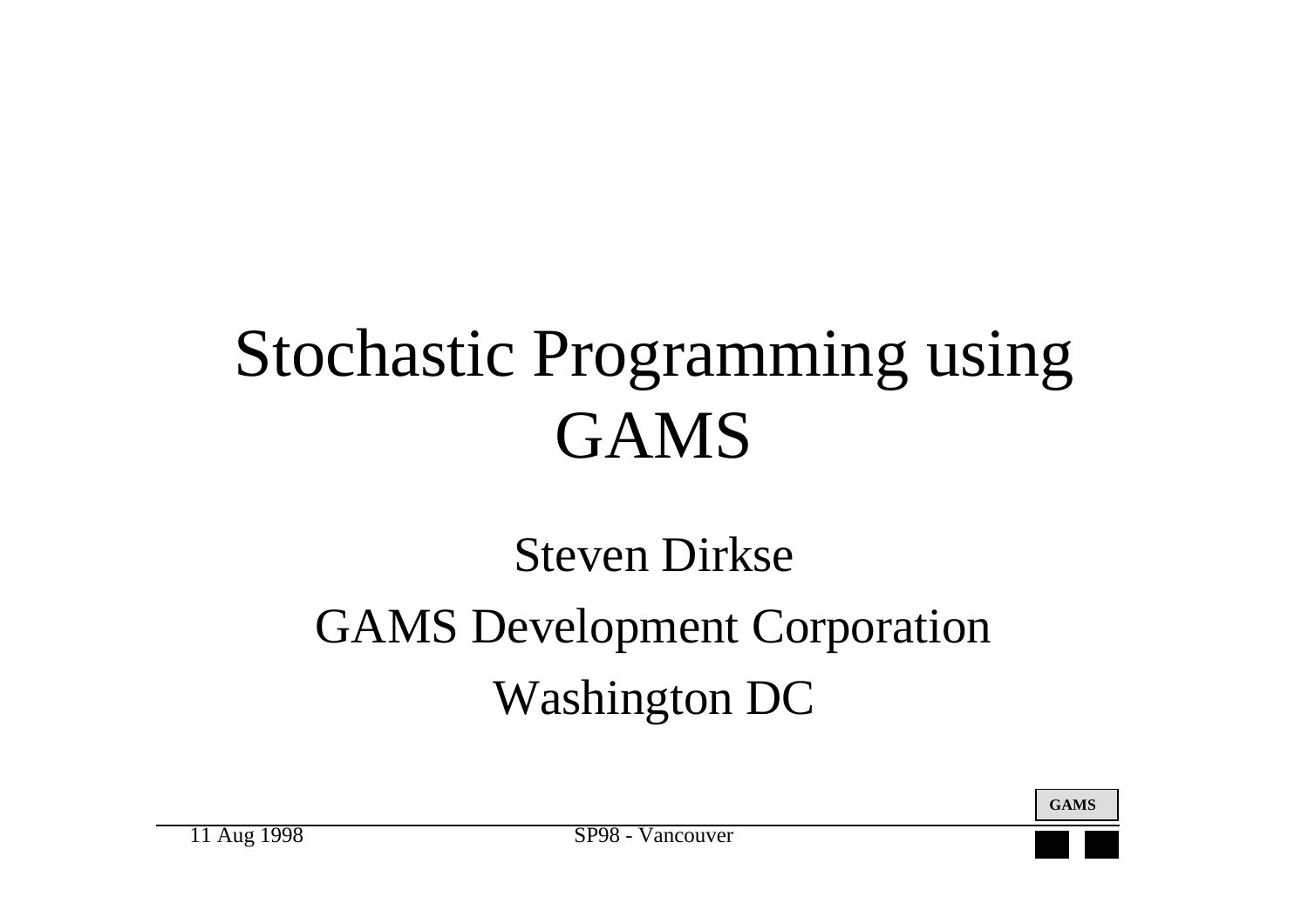# Stochastic Programming using GAMS

Steven Dirkse

GAMS Development Corporation

Washington DC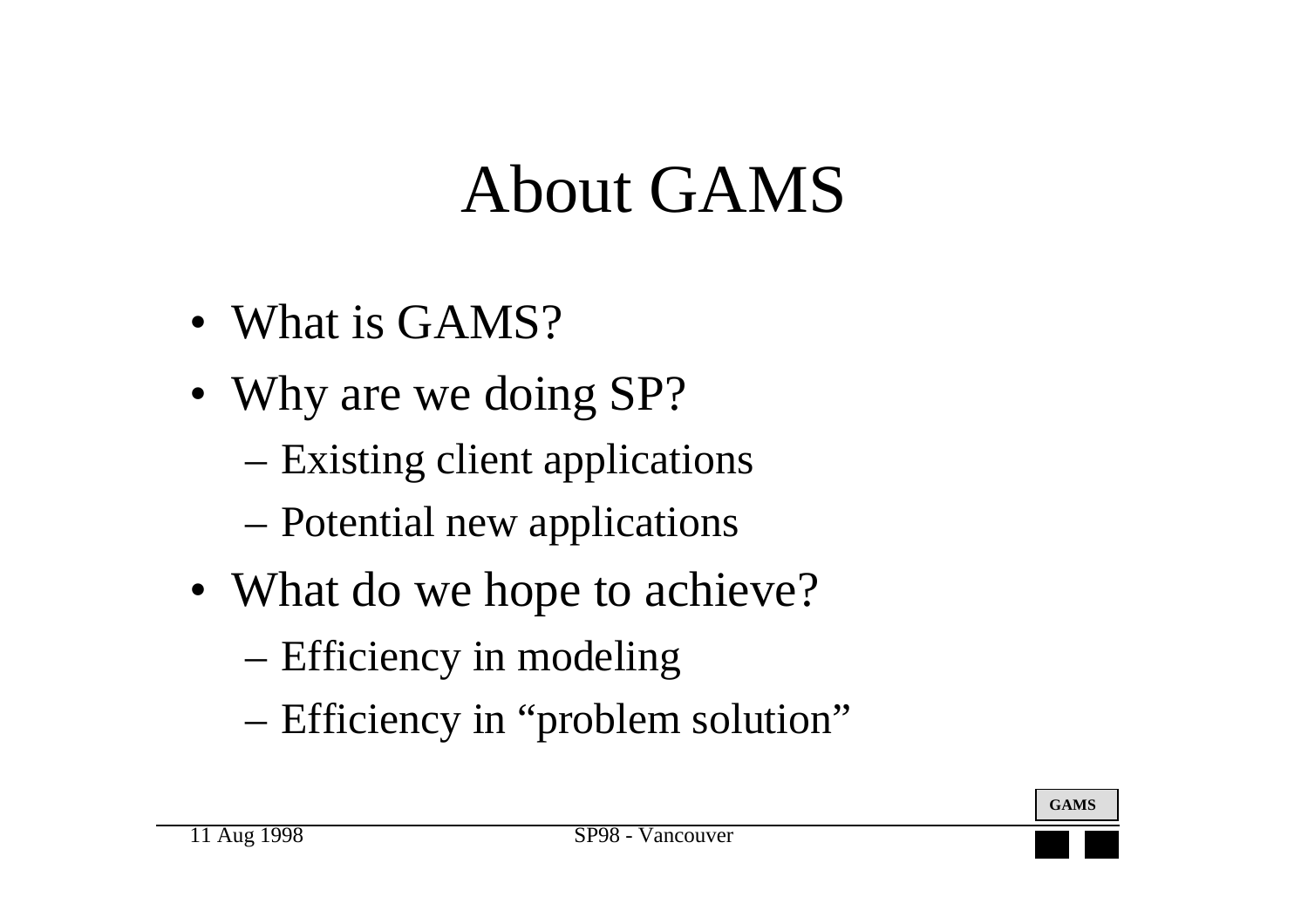# About GAMS

- What is GAMS?
- Why are we doing SP?
  - Existing client applications
  - Potential new applications
- What do we hope to achieve?
  - Efficiency in modeling
  - Efficiency in "problem solution"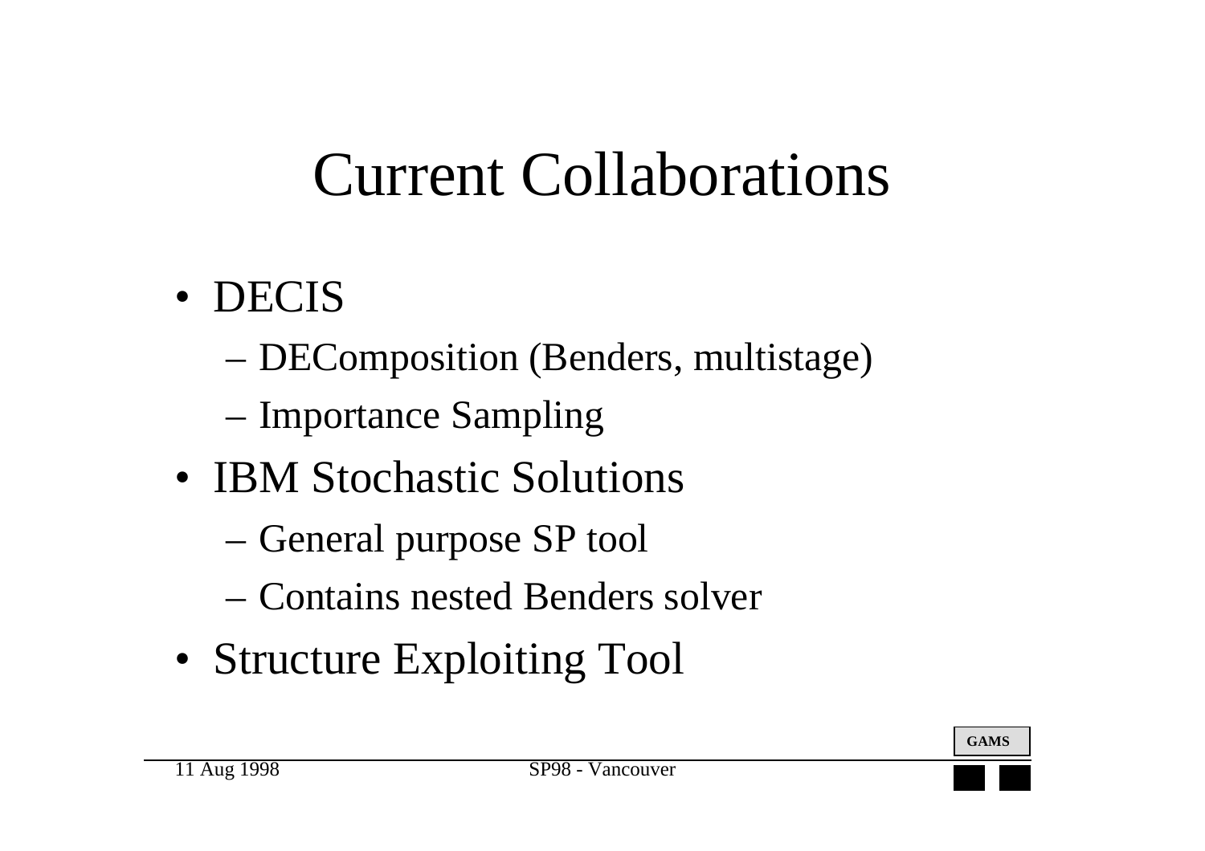# Current Collaborations

- DECIS
  - DEComposition (Benders, multistage)
  - Importance Sampling
- IBM Stochastic Solutions
  - General purpose SP tool
  - Contains nested Benders solver
- Structure Exploiting Tool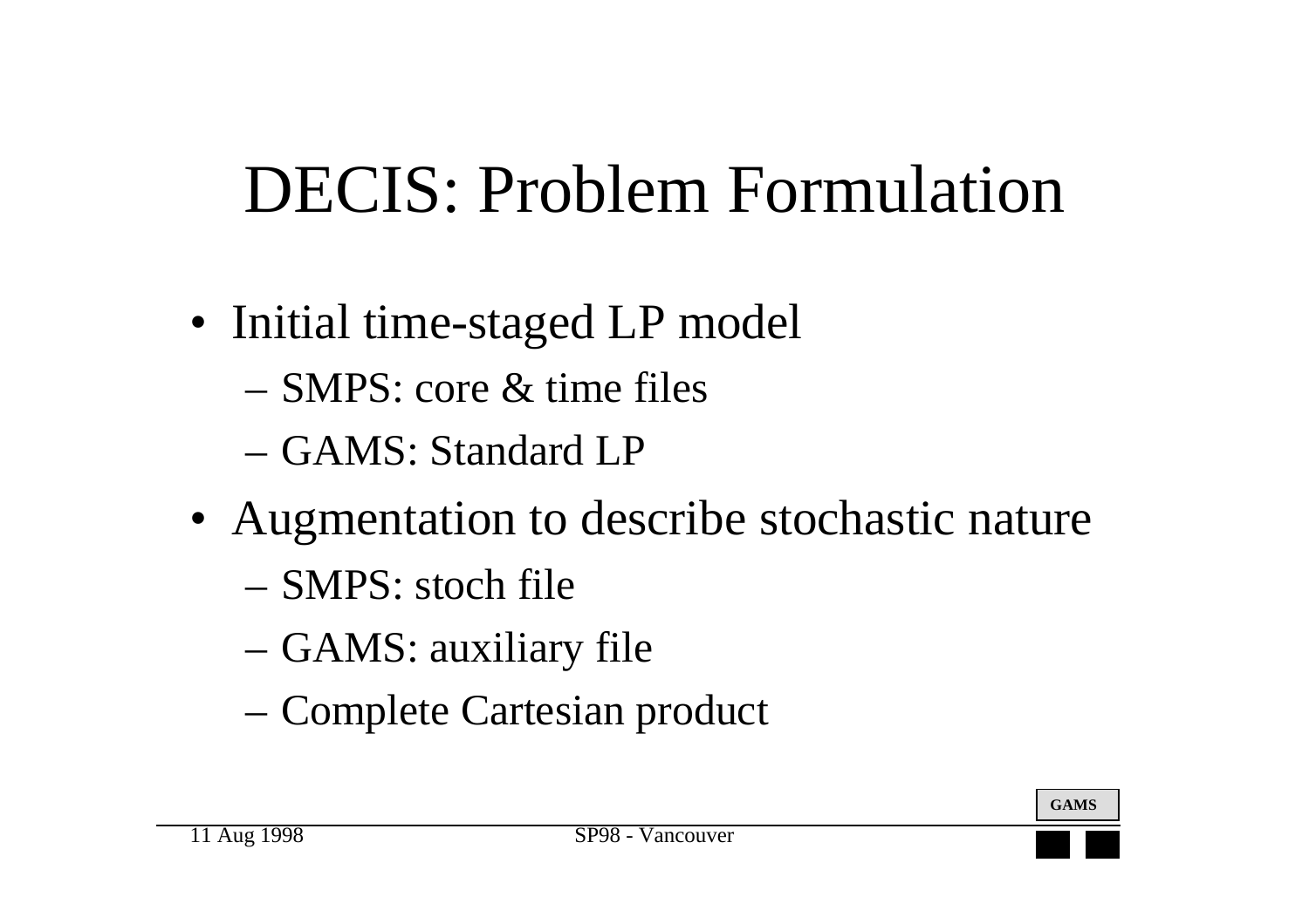# DECIS: Problem Formulation

- Initial time-staged LP model
  - SMPS: core & time files
  - GAMS: Standard LP
- Augmentation to describe stochastic nature
  - SMPS: stoch file
  - GAMS: auxiliary file
  - Complete Cartesian product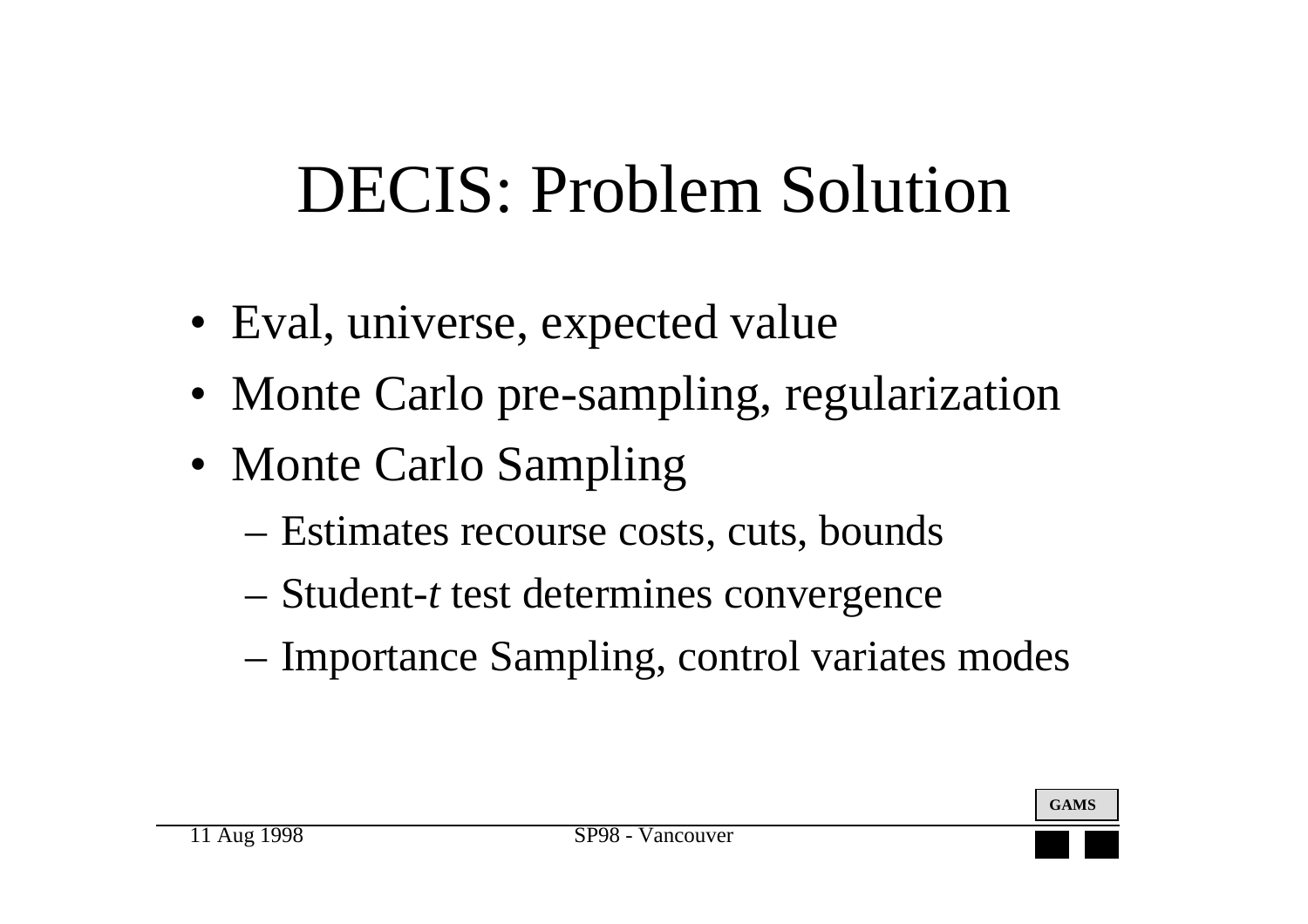# DECIS: Problem Solution

- Eval, universe, expected value
- Monte Carlo pre-sampling, regularization
- Monte Carlo Sampling
  - Estimates recourse costs, cuts, bounds
  - Student-*t* test determines convergence
  - Importance Sampling, control variates modes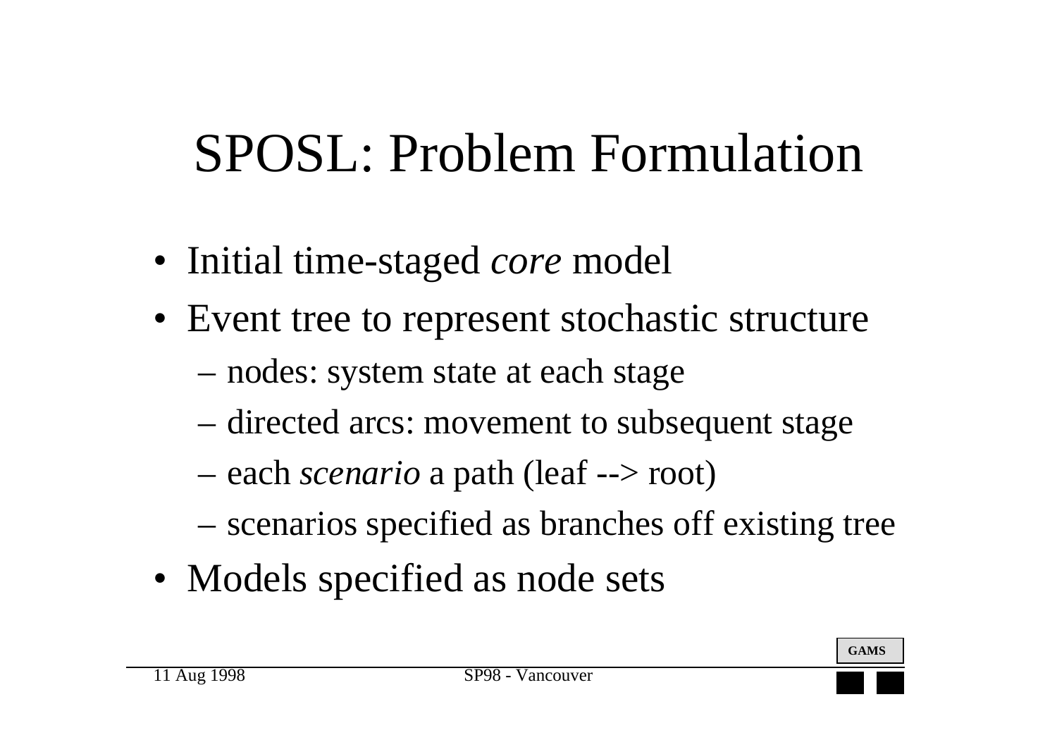# SPOSL: Problem Formulation

- Initial time-staged *core* model
- Event tree to represent stochastic structure
  - nodes: system state at each stage
  - directed arcs: movement to subsequent stage
  - each *scenario* a path (leaf --> root)
  - scenarios specified as branches off existing tree
- Models specified as node sets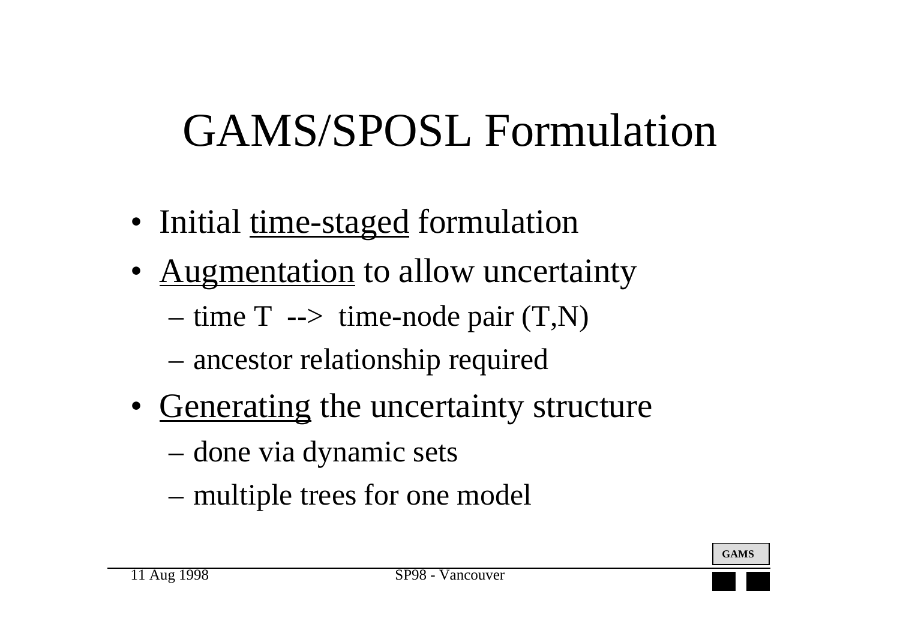# GAMS/SPOSL Formulation

- Initial time-staged formulation
- Augmentation to allow uncertainty
  - time T --> time-node pair (T,N)
  - ancestor relationship required
- Generating the uncertainty structure
  - done via dynamic sets
  - multiple trees for one model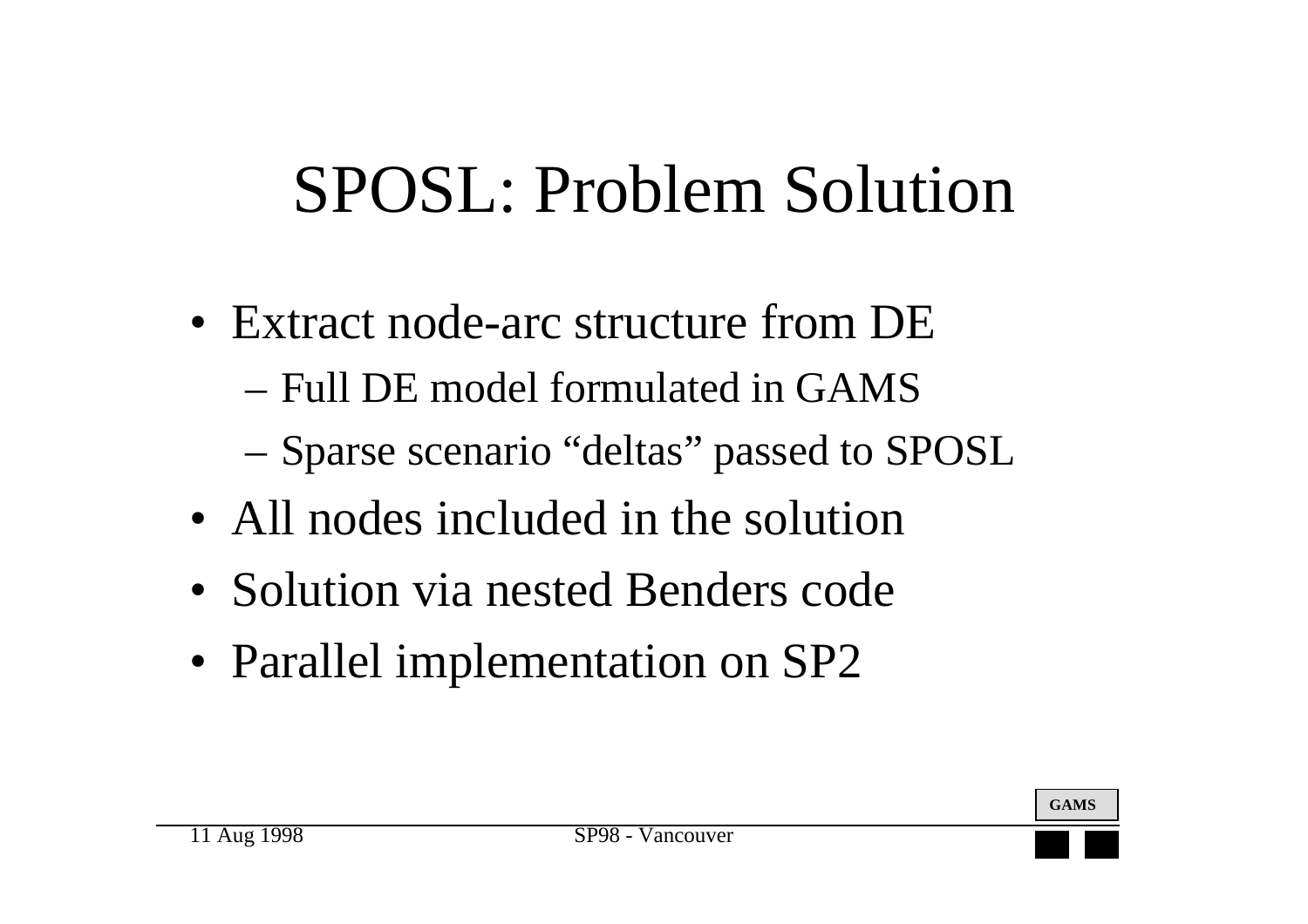# SPOSL: Problem Solution

- Extract node-arc structure from DE
  - Full DE model formulated in GAMS
  - Sparse scenario “deltas” passed to SPOSL
- All nodes included in the solution
- Solution via nested Benders code
- Parallel implementation on SP2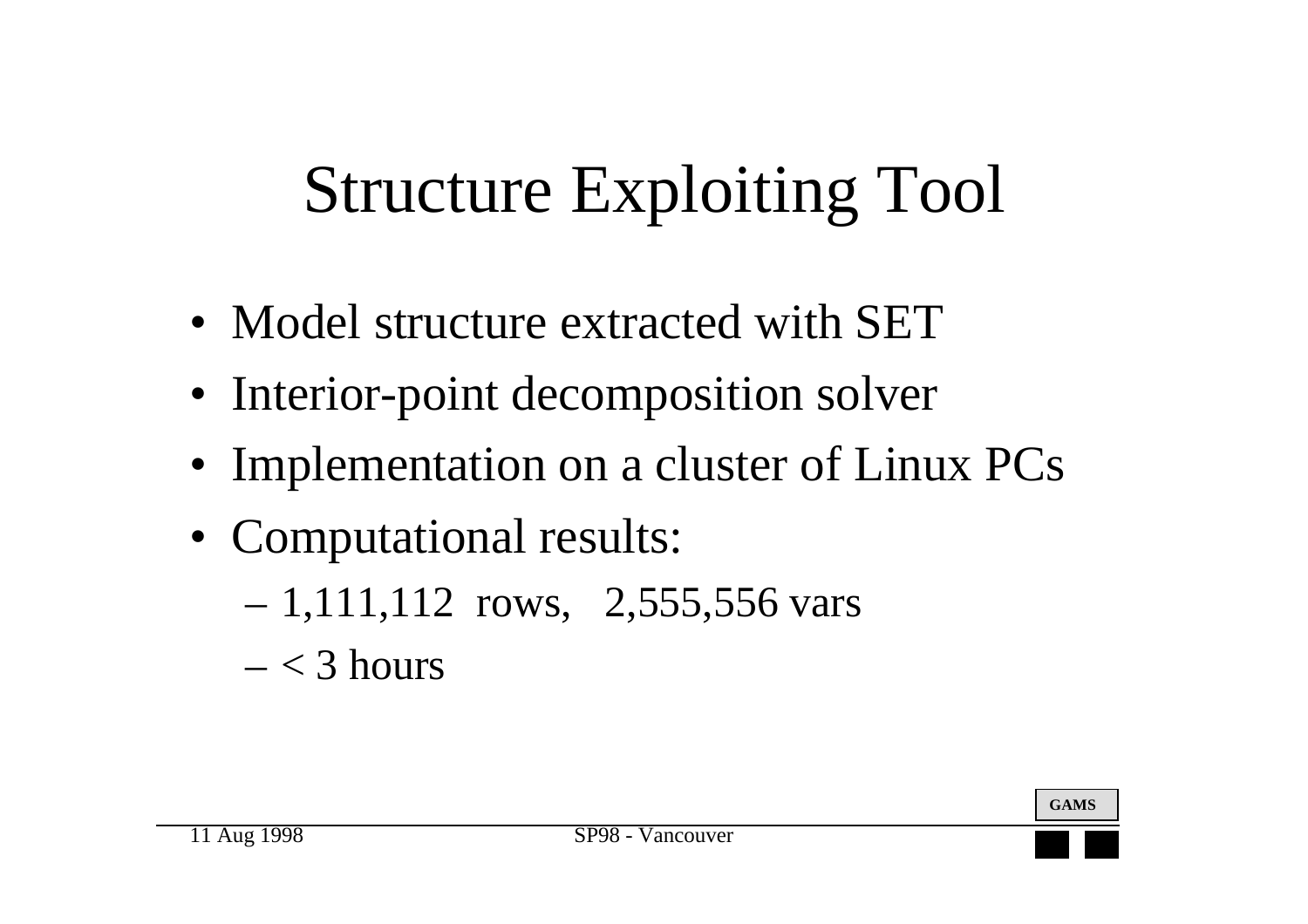# Structure Exploiting Tool

- Model structure extracted with SET
- Interior-point decomposition solver
- Implementation on a cluster of Linux PCs
- Computational results:
  - 1,111,112 rows, 2,555,556 vars
  - < 3 hours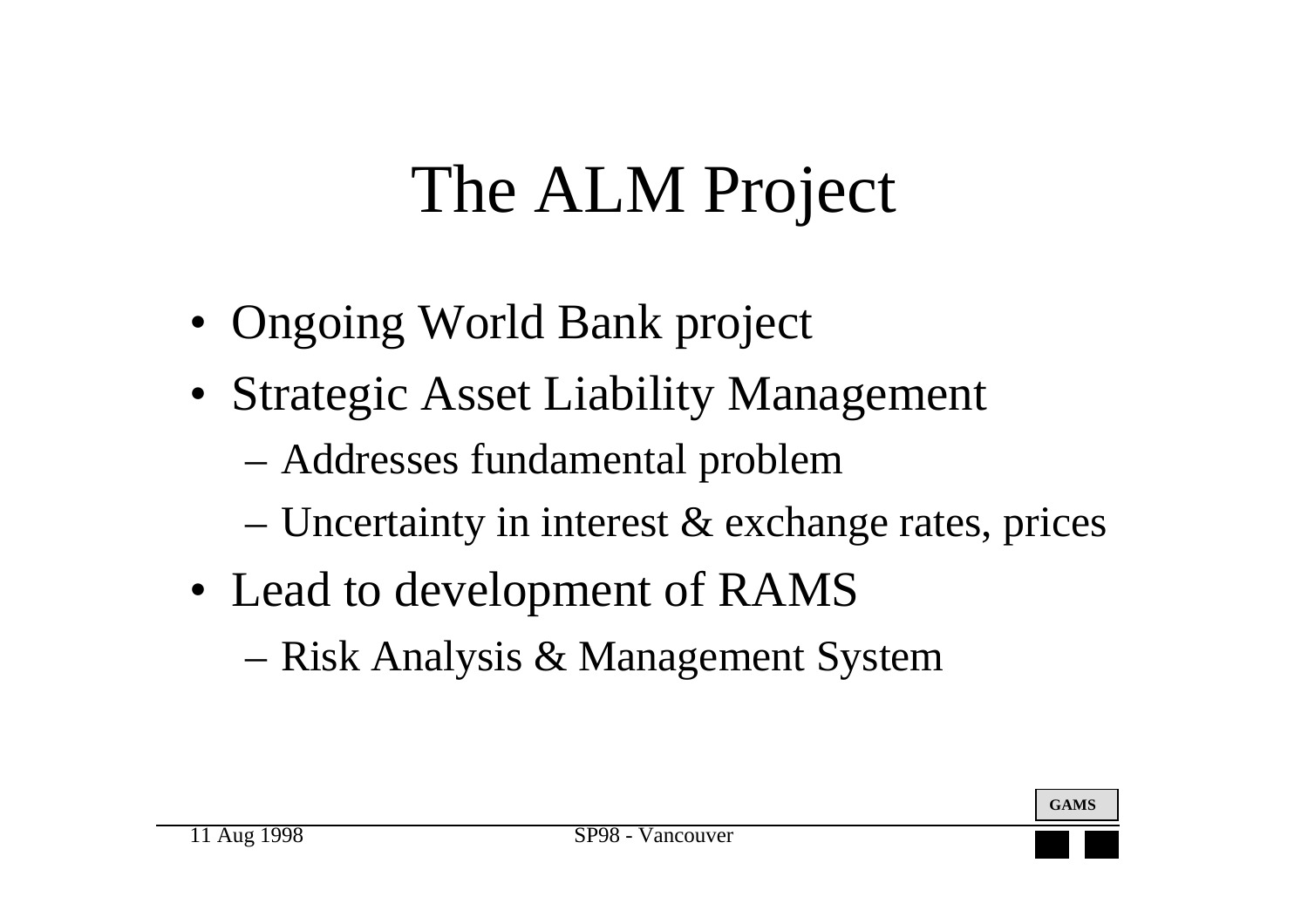# The ALM Project

- Ongoing World Bank project
- Strategic Asset Liability Management
  - Addresses fundamental problem
  - Uncertainty in interest & exchange rates, prices
- Lead to development of RAMS
  - Risk Analysis & Management System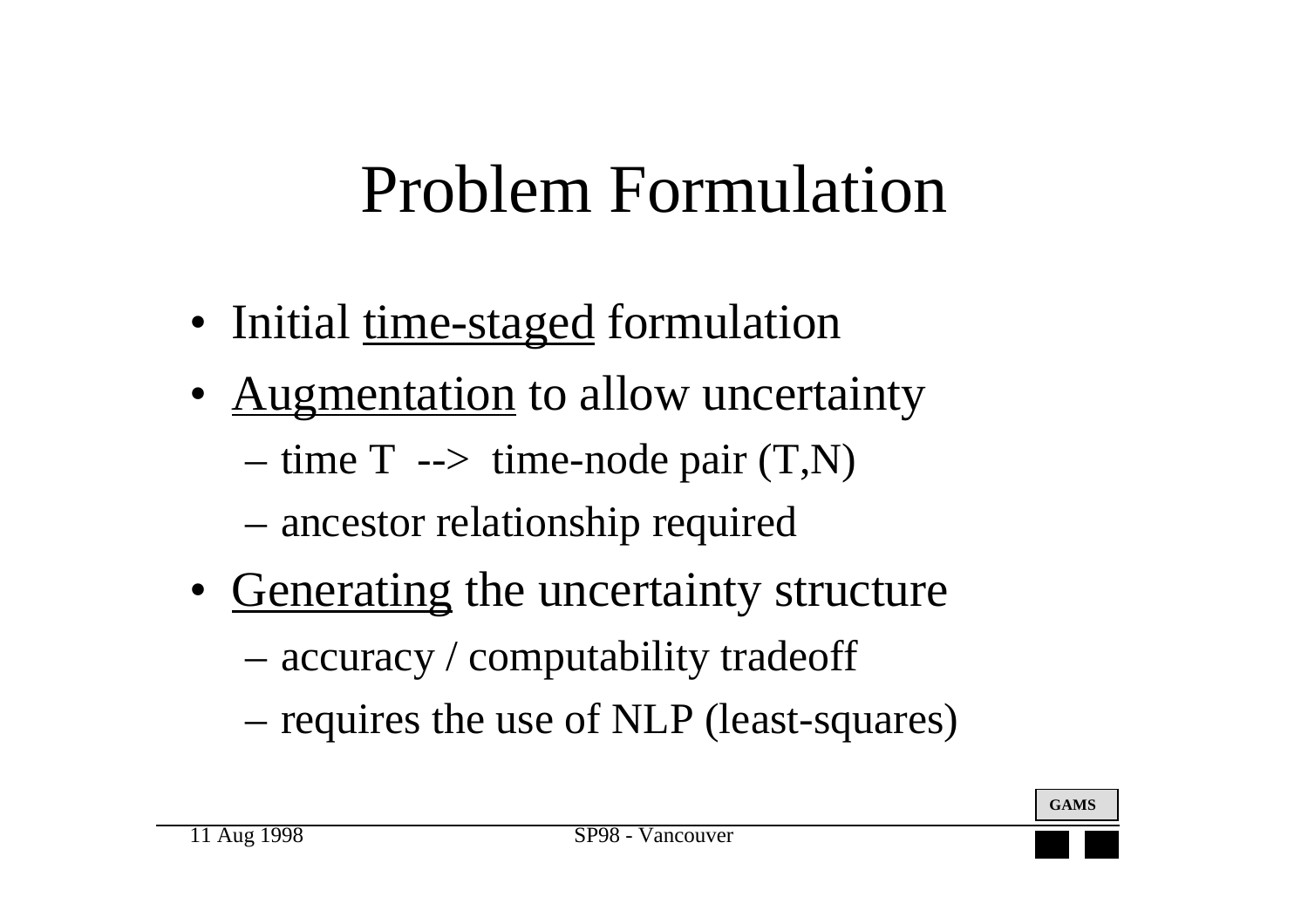# Problem Formulation

- Initial time-staged formulation
- Augmentation to allow uncertainty
  - time T --> time-node pair (T,N)
  - ancestor relationship required
- Generating the uncertainty structure
  - accuracy / computability tradeoff
  - requires the use of NLP (least-squares)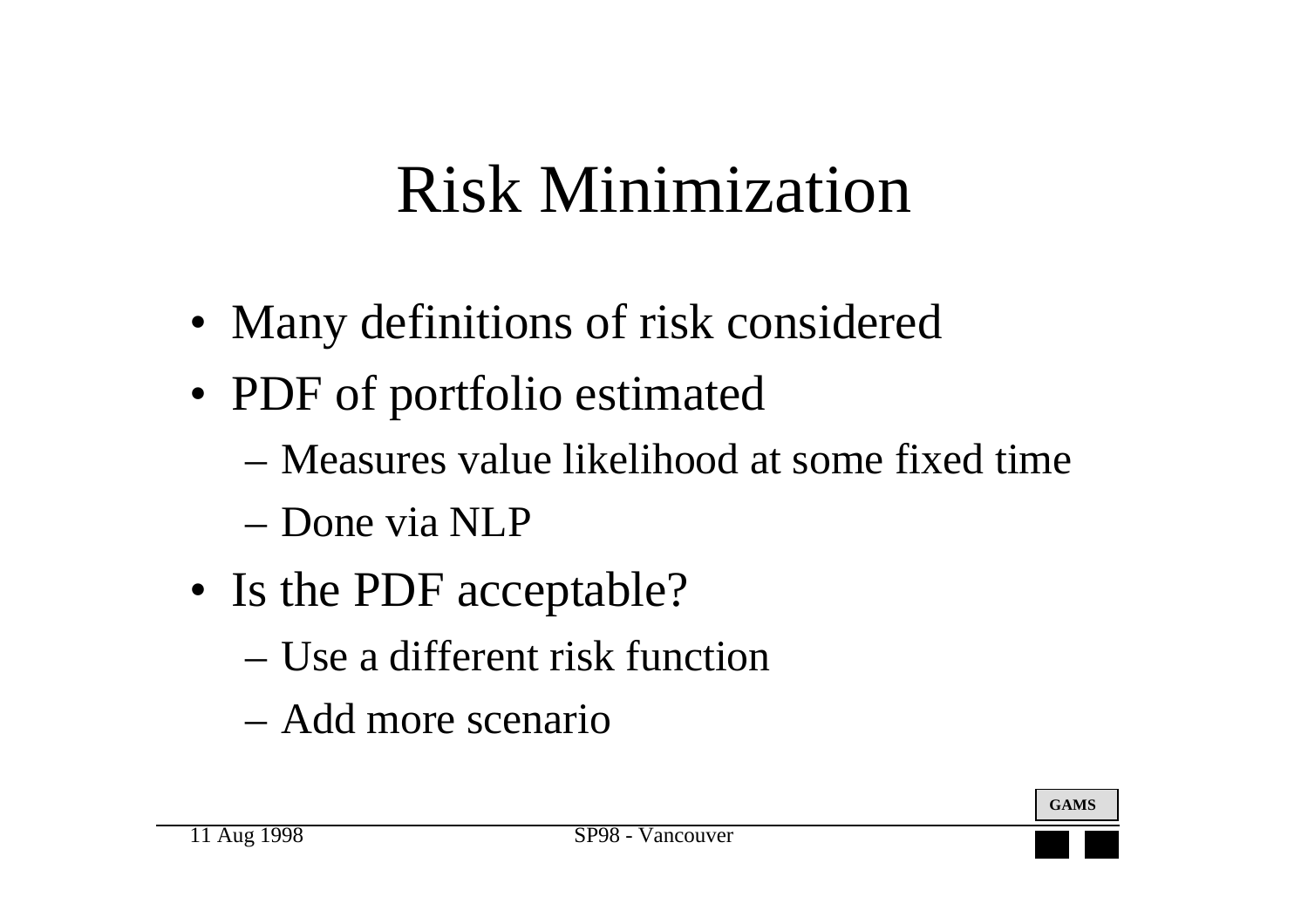# Risk Minimization

- Many definitions of risk considered
- PDF of portfolio estimated
  - Measures value likelihood at some fixed time
  - Done via NLP
- Is the PDF acceptable?
  - Use a different risk function
  - Add more scenario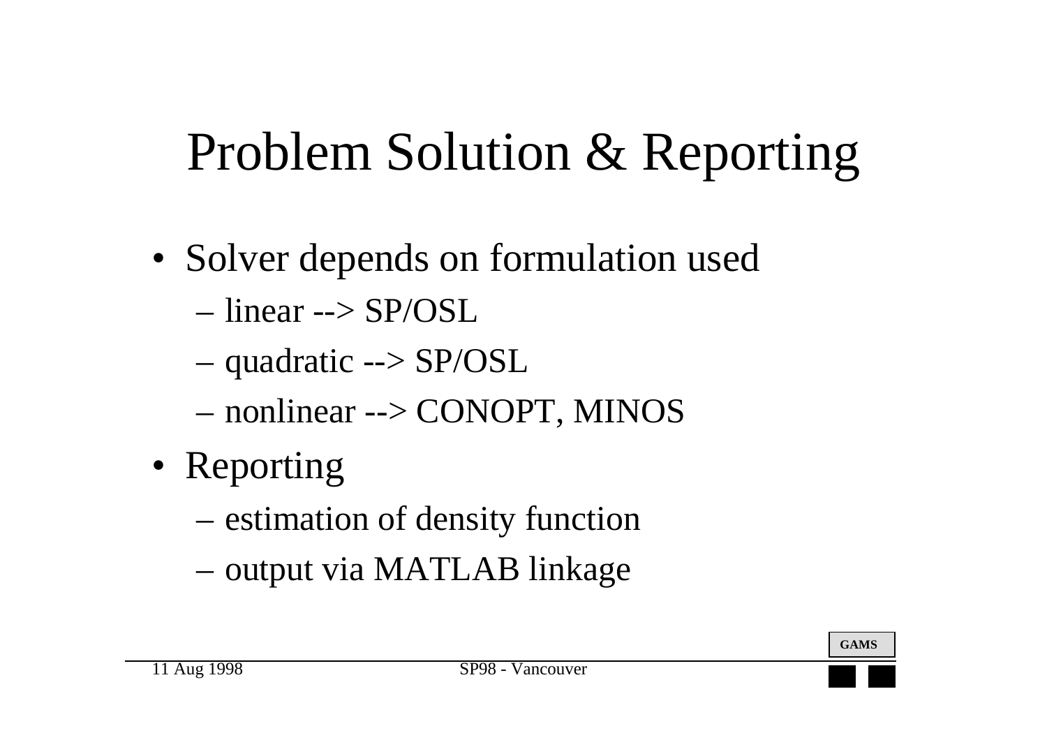# Problem Solution & Reporting

- Solver depends on formulation used
  - linear --> SP/OSL
  - quadratic --> SP/OSL
  - nonlinear --> CONOPT, MINOS
- Reporting
  - estimation of density function
  - output via MATLAB linkage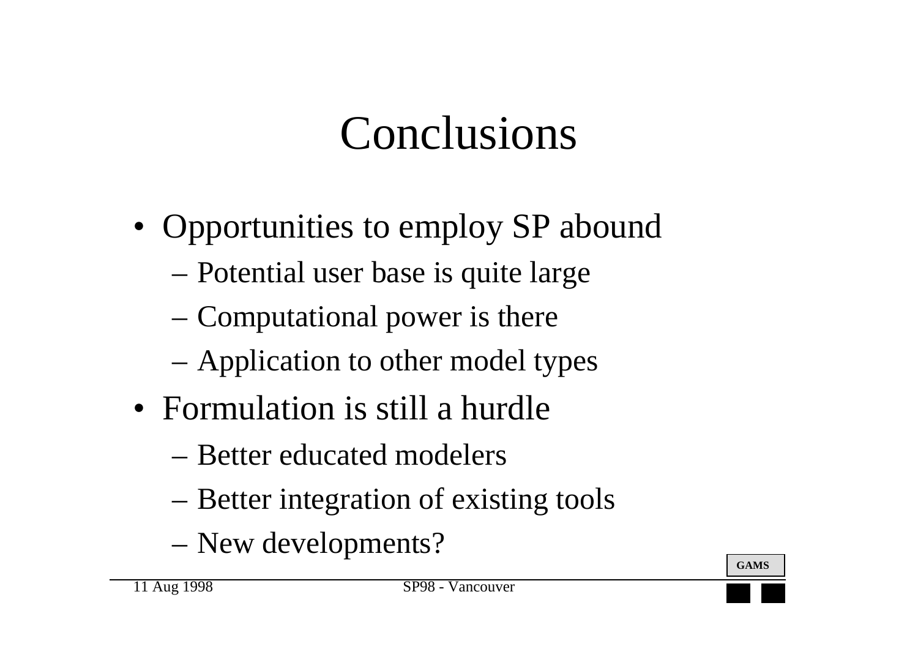# Conclusions

- Opportunities to employ SP abound
  - Potential user base is quite large
  - Computational power is there
  - Application to other model types
- Formulation is still a hurdle
  - Better educated modelers
  - Better integration of existing tools
  - New developments?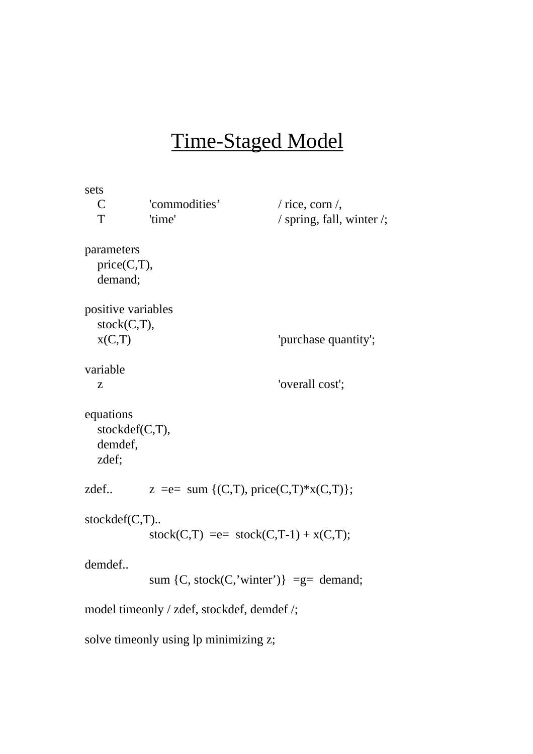# Time-Staged Model

```
sets
   C        'commodities'          / rice, corn /,
   T        'time'                 / spring, fall, winter /;

parameters
   price(C,T),
   demand;

positive variables
   stock(C,T),
   x(C,T)                          'purchase quantity';

variable
   z                               'overall cost';

equations
   stockdef(C,T),
   demdef,
   zdef;

zdef..      z  =e=  sum {(C,T), price(C,T)*x(C,T)};

stockdef(C,T)..
            stock(C,T)  =e=  stock(C,T-1) + x(C,T);

demdef..
            sum {C, stock(C,'winter')}  =g=  demand;

model timeonly / zdef, stockdef, demdef /;

solve timeonly using lp minimizing z;
```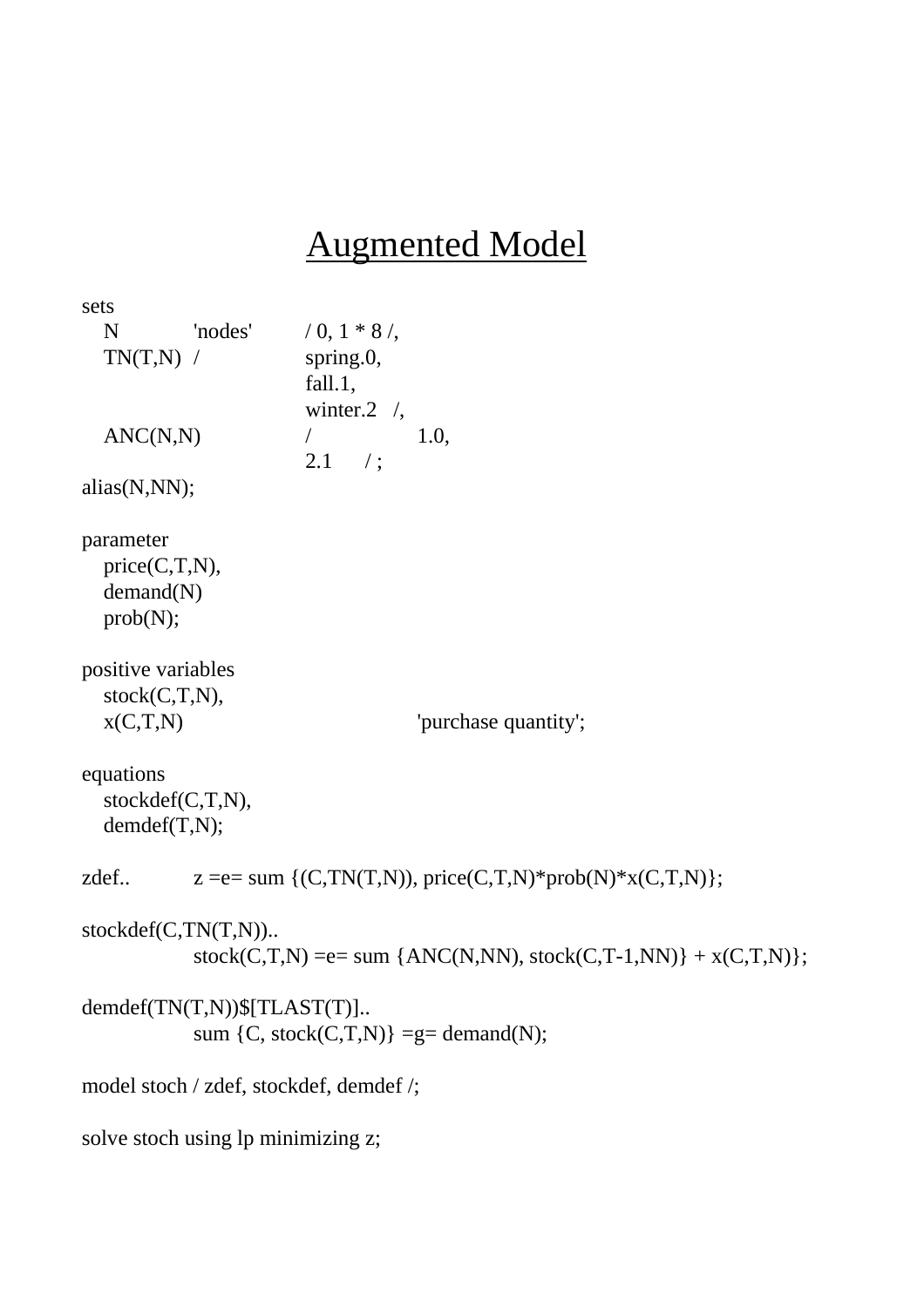# Augmented Model

```
sets
   N          'nodes'      / 0, 1 * 8 /,
   TN(T,N)  /              spring.0,
                           fall.1,
                           winter.2   /,
   ANC(N,N)                /            1.0,
                           2.1      / ;
alias(N,NN);

parameter
   price(C,T,N),
   demand(N)
   prob(N);

positive variables
   stock(C,T,N),
   x(C,T,N)                             'purchase quantity';

equations
   stockdef(C,T,N),
   demdef(T,N);

zdef..      z =e= sum {(C,TN(T,N)), price(C,T,N)*prob(N)*x(C,T,N)};

stockdef(C,TN(T,N))..
            stock(C,T,N) =e= sum {ANC(N,NN), stock(C,T-1,NN)} + x(C,T,N)};

demdef(TN(T,N))$[TLAST(T)]..
            sum {C, stock(C,T,N)} =g= demand(N);

model stoch / zdef, stockdef, demdef /;

solve stoch using lp minimizing z;
```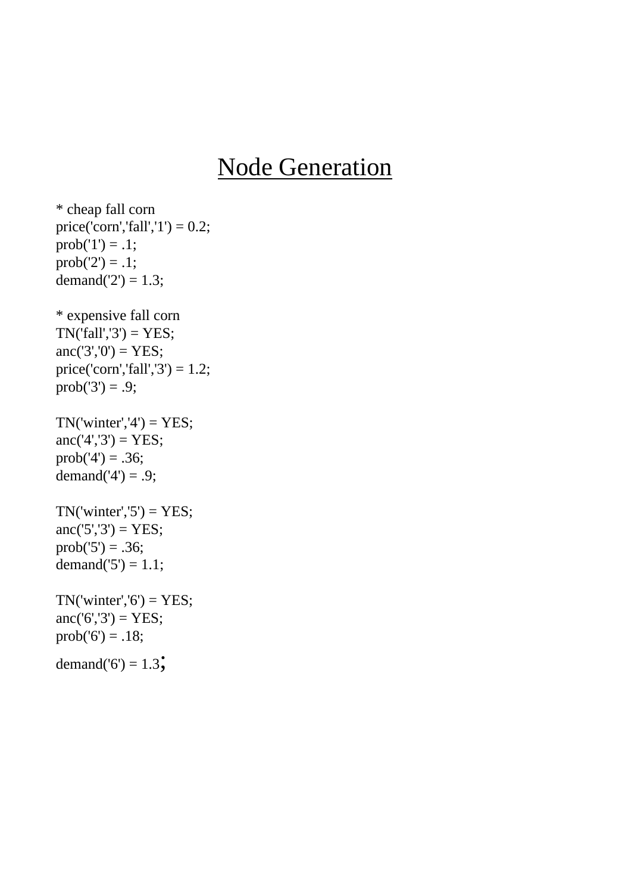# Node Generation

```
* cheap fall corn
price('corn','fall','1') = 0.2;
prob('1') = .1;
prob('2') = .1;
demand('2') = 1.3;

* expensive fall corn
TN('fall','3') = YES;
anc('3','0') = YES;
price('corn','fall','3') = 1.2;
prob('3') = .9;

TN('winter','4') = YES;
anc('4','3') = YES;
prob('4') = .36;
demand('4') = .9;

TN('winter','5') = YES;
anc('5','3') = YES;
prob('5') = .36;
demand('5') = 1.1;

TN('winter','6') = YES;
anc('6','3') = YES;
prob('6') = .18;
demand('6') = 1.3;
```